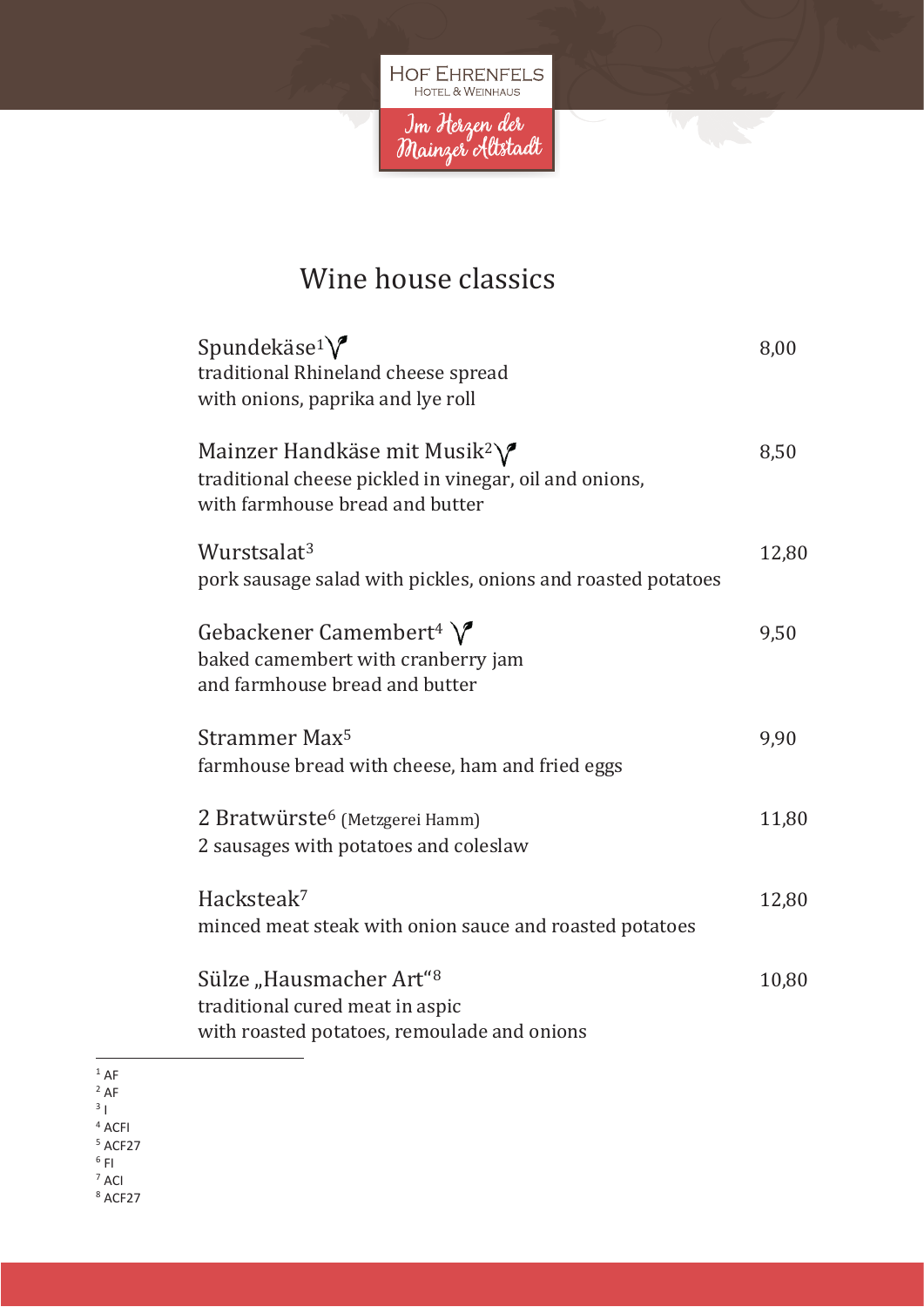HOF EHRENFELS
HOTEL & WEINHAUS

Im Herzen der Mainzer Altstadt

# Wine house classics

**Spundekäse**[1] 🌱 — 8,00
traditional Rhineland cheese spread
with onions, paprika and lye roll

**Mainzer Handkäse mit Musik**[2] 🌱 — 8,50
traditional cheese pickled in vinegar, oil and onions,
with farmhouse bread and butter

**Wurstsalat**[3] — 12,80
pork sausage salad with pickles, onions and roasted potatoes

**Gebackener Camembert**[4] 🌱 — 9,50
baked camembert with cranberry jam
and farmhouse bread and butter

**Strammer Max**[5] — 9,90
farmhouse bread with cheese, ham and fried eggs

**2 Bratwürste**[6] (Metzgerei Hamm) — 11,80
2 sausages with potatoes and coleslaw

**Hacksteak**[7] — 12,80
minced meat steak with onion sauce and roasted potatoes

**Sülze „Hausmacher Art“**[8] — 10,80
traditional cured meat in aspic
with roasted potatoes, remoulade and onions

---

[1] AF
[2] AF
[3] I
[4] ACFI
[5] ACF27
[6] FI
[7] ACI
[8] ACF27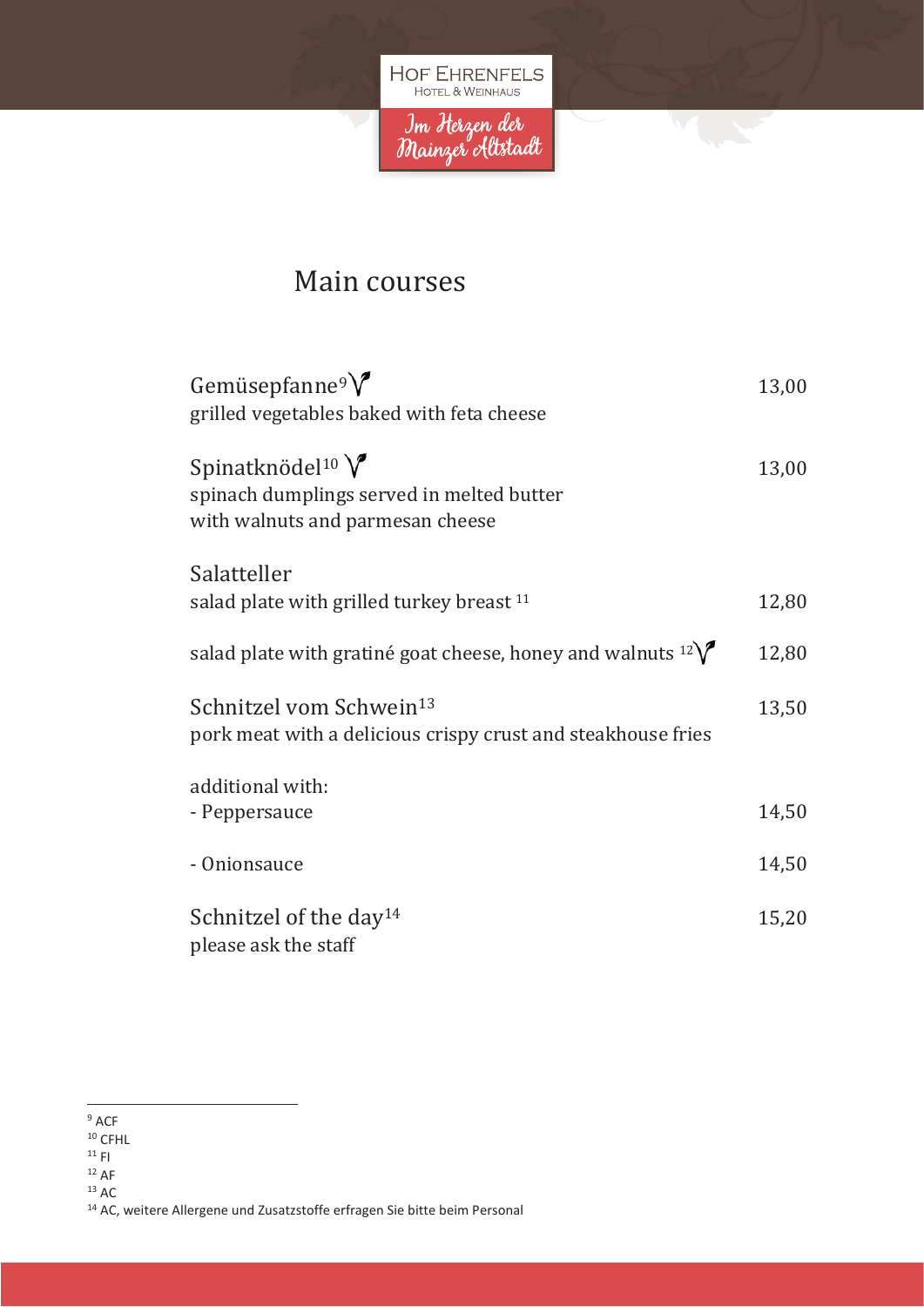HOF EHRENFELS
HOTEL & WEINHAUS

Im Herzen der Mainzer Altstadt

# Main courses

| | |
|---|---|
| **Gemüsepfanne**[9] 🌱<br>grilled vegetables baked with feta cheese | 13,00 |
| **Spinatknödel**[10] 🌱<br>spinach dumplings served in melted butter with walnuts and parmesan cheese | 13,00 |
| **Salatteller** | |
| salad plate with grilled turkey breast [11] | 12,80 |
| salad plate with gratiné goat cheese, honey and walnuts [12] 🌱 | 12,80 |
| **Schnitzel vom Schwein**[13]<br>pork meat with a delicious crispy crust and steakhouse fries | 13,50 |
| additional with: | |
| - Peppersauce | 14,50 |
| - Onionsauce | 14,50 |
| **Schnitzel of the day**[14]<br>please ask the staff | 15,20 |

---

[9] ACF
[10] CFHL
[11] FI
[12] AF
[13] AC
[14] AC, weitere Allergene und Zusatzstoffe erfragen Sie bitte beim Personal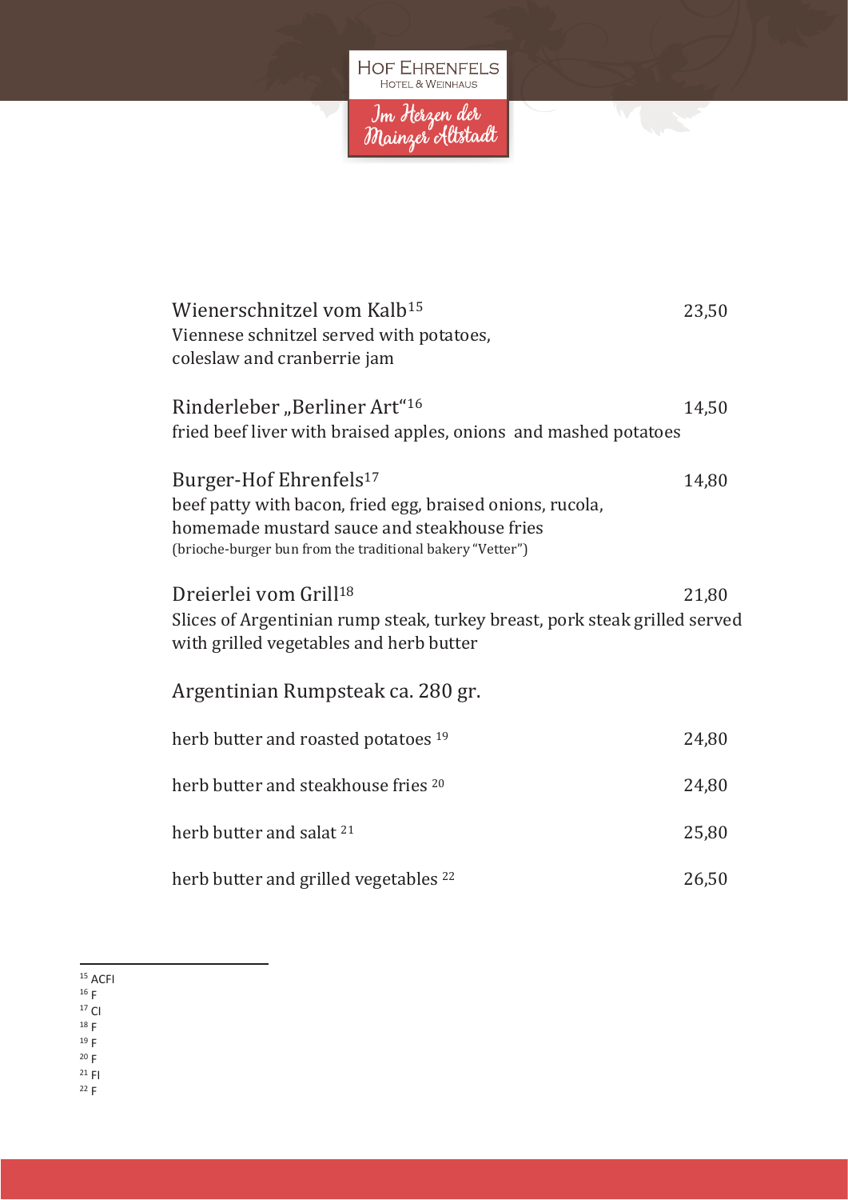Hof Ehrenfels
Hotel & Weinhaus

Im Herzen der Mainzer Altstadt

**Wienerschnitzel vom Kalb**[15] 23,50
Viennese schnitzel served with potatoes, coleslaw and cranberrie jam

**Rinderleber „Berliner Art“**[16] 14,50
fried beef liver with braised apples, onions and mashed potatoes

**Burger-Hof Ehrenfels**[17] 14,80
beef patty with bacon, fried egg, braised onions, rucola, homemade mustard sauce and steakhouse fries
(brioche-burger bun from the traditional bakery "Vetter")

**Dreierlei vom Grill**[18] 21,80
Slices of Argentinian rump steak, turkey breast, pork steak grilled served with grilled vegetables and herb butter

## Argentinian Rumpsteak ca. 280 gr.

| | |
|---|---|
| herb butter and roasted potatoes [19] | 24,80 |
| herb butter and steakhouse fries [20] | 24,80 |
| herb butter and salat [21] | 25,80 |
| herb butter and grilled vegetables [22] | 26,50 |

---

[15] ACFI
[16] F
[17] CI
[18] F
[19] F
[20] F
[21] FI
[22] F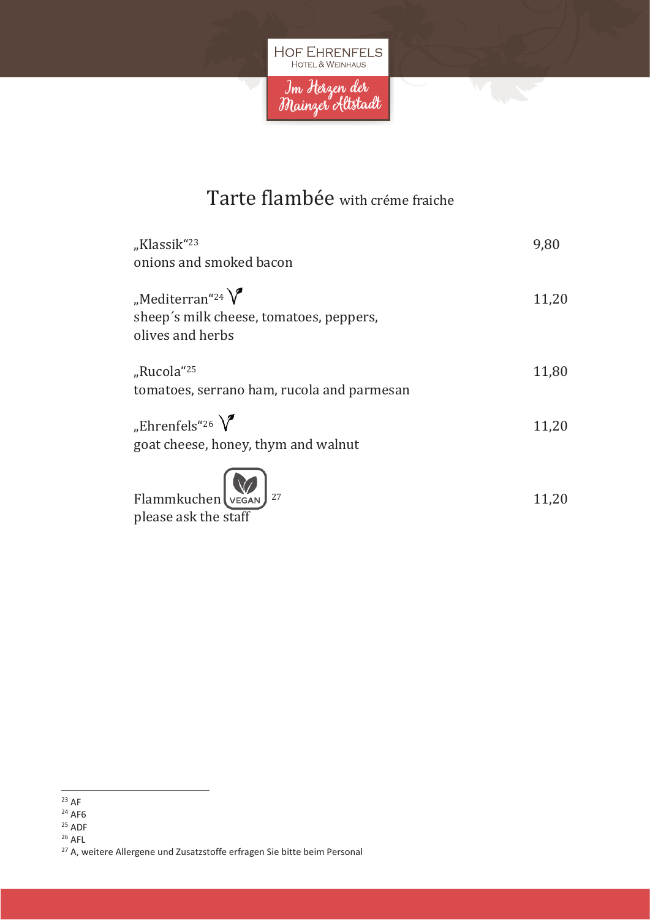# Tarte flambée with créme fraiche

„Klassik“[23] 9,80
onions and smoked bacon

„Mediterran“[24] 11,20
sheep´s milk cheese, tomatoes, peppers, olives and herbs

„Rucola“[25] 11,80
tomatoes, serrano ham, rucola and parmesan

„Ehrenfels“[26] 11,20
goat cheese, honey, thym and walnut

Flammkuchen VEGAN [27] 11,20
please ask the staff

---

[23] AF
[24] AF6
[25] ADF
[26] AFL
[27] A, weitere Allergene und Zusatzstoffe erfragen Sie bitte beim Personal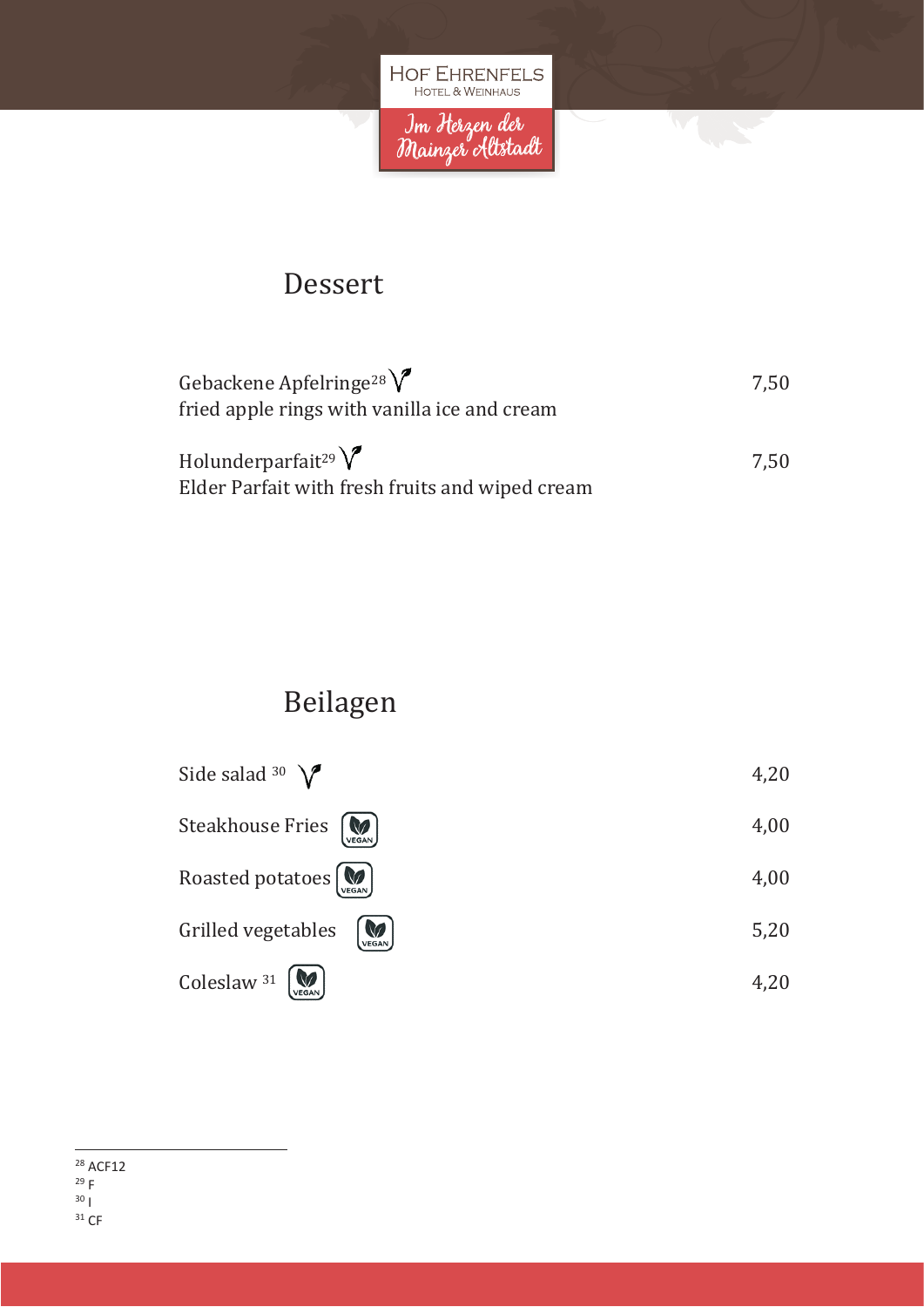## Dessert

Gebackene Apfelringe[28]
fried apple rings with vanilla ice and cream — 7,50

Holunderparfait[29]
Elder Parfait with fresh fruits and wiped cream — 7,50

## Beilagen

Side salad [30] — 4,20

Steakhouse Fries (VEGAN) — 4,00

Roasted potatoes (VEGAN) — 4,00

Grilled vegetables (VEGAN) — 5,20

Coleslaw [31] (VEGAN) — 4,20

---

[28] ACF12
[29] F
[30] I
[31] CF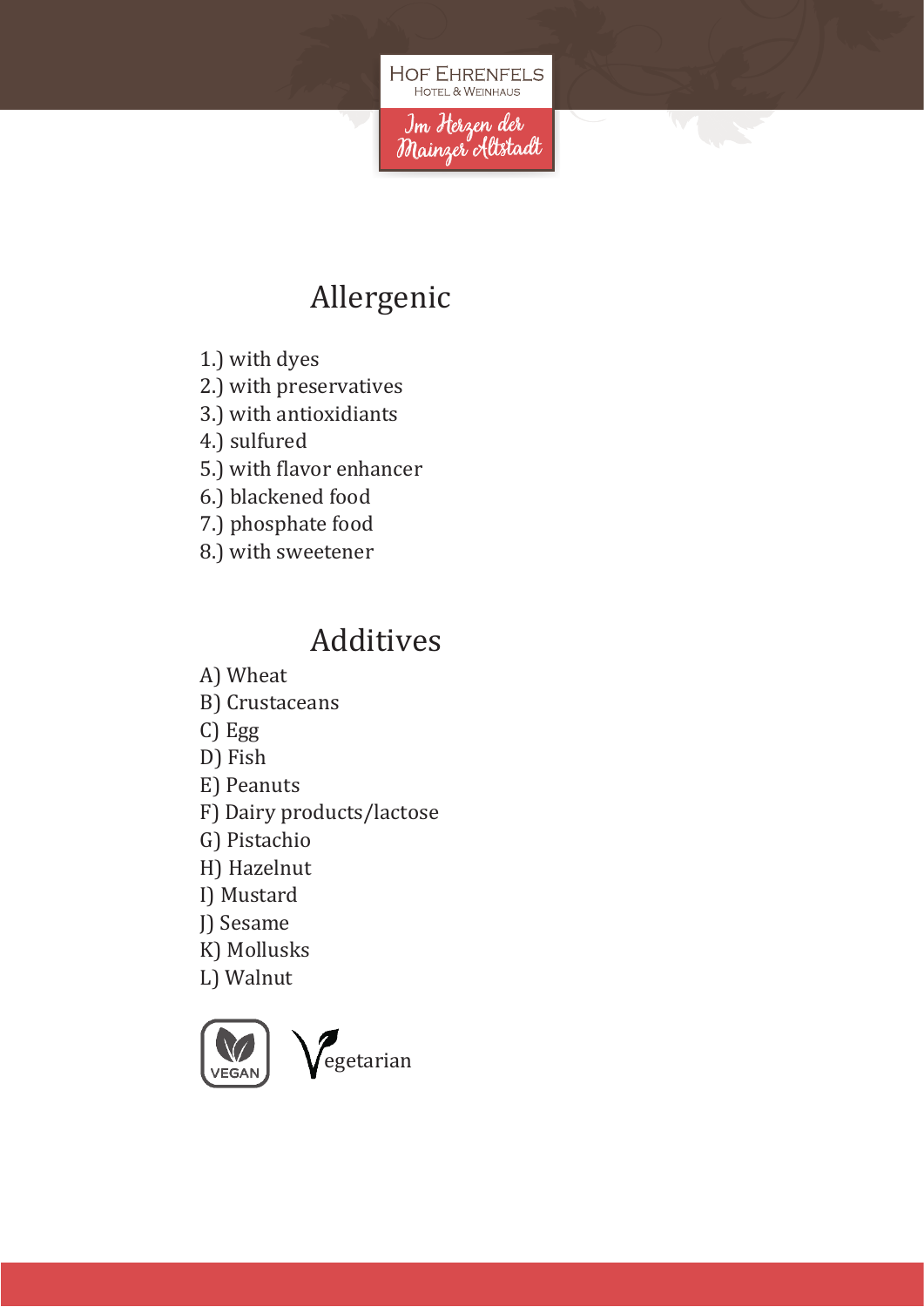HOF EHRENFELS
HOTEL & WEINHAUS

Im Herzen der Mainzer Altstadt

## Allergenic

1.) with dyes
2.) with preservatives
3.) with antioxidiants
4.) sulfured
5.) with flavor enhancer
6.) blackened food
7.) phosphate food
8.) with sweetener

## Additives

A) Wheat
B) Crustaceans
C) Egg
D) Fish
E) Peanuts
F) Dairy products/lactose
G) Pistachio
H) Hazelnut
I) Mustard
J) Sesame
K) Mollusks
L) Walnut

VEGAN Vegetarian